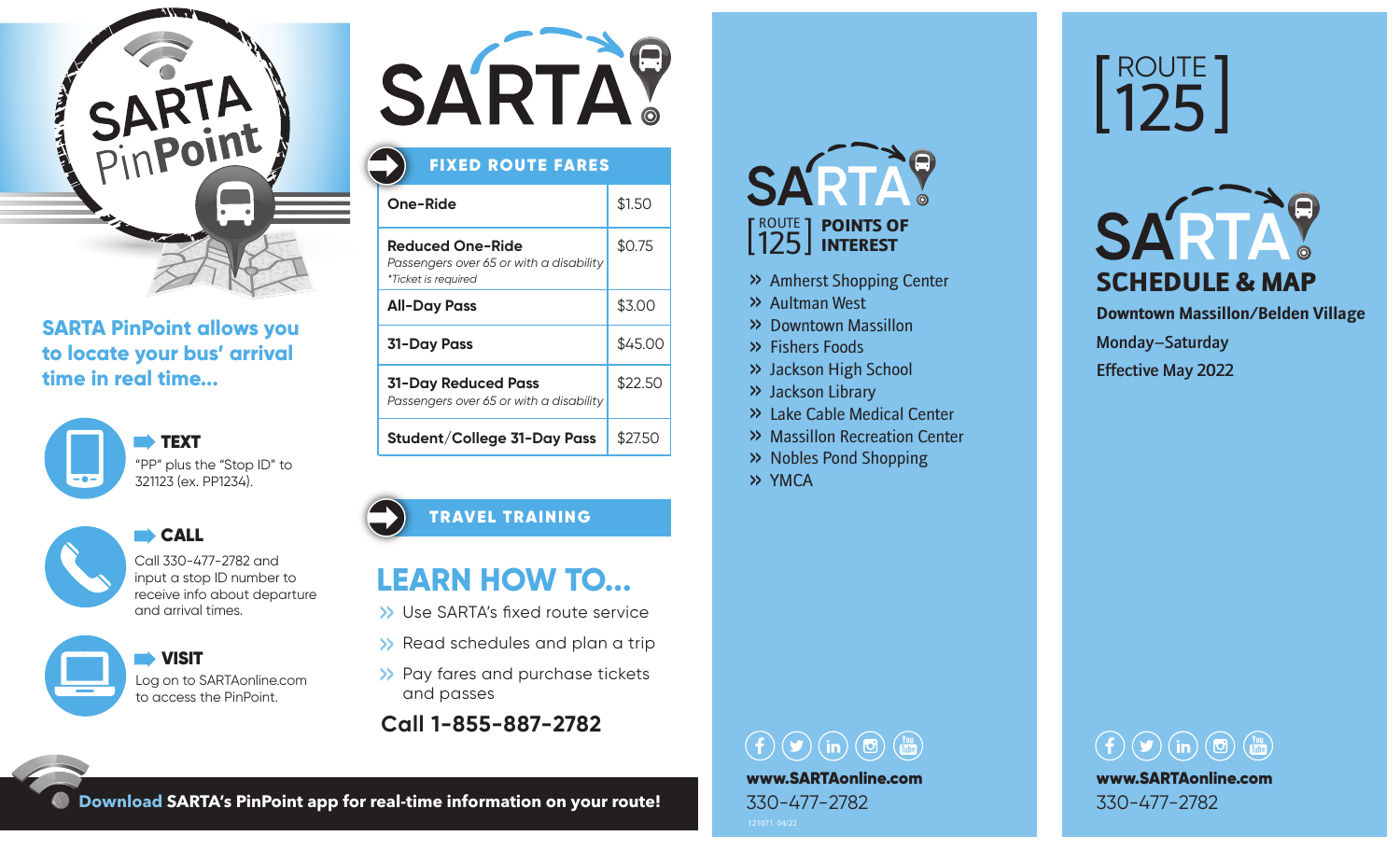# SARTA PinPoint

**SARTA PinPoint allows you to locate your bus' arrival time in real time...**

**TEXT**
"PP" plus the "Stop ID" to 321123 (ex. PP1234).

**CALL**
Call 330-477-2782 and input a stop ID number to receive info about departure and arrival times.

**VISIT**
Log on to SARTAonline.com to access the PinPoint.

**Download** SARTA's PinPoint app for real-time information on your route!

# SARTA

## FIXED ROUTE FARES

| Fare | Price |
|---|---|
| **One-Ride** | $1.50 |
| **Reduced One-Ride** *Passengers over 65 or with a disability* *\*Ticket is required* | $0.75 |
| **All-Day Pass** | $3.00 |
| **31-Day Pass** | $45.00 |
| **31-Day Reduced Pass** *Passengers over 65 or with a disability* | $22.50 |
| **Student/College 31-Day Pass** | $27.50 |

## TRAVEL TRAINING

## LEARN HOW TO...

- Use SARTA's fixed route service
- Read schedules and plan a trip
- Pay fares and purchase tickets and passes

**Call 1-855-887-2782**

# SARTA

## ROUTE 125 POINTS OF INTEREST

- Amherst Shopping Center
- Aultman West
- Downtown Massillon
- Fishers Foods
- Jackson High School
- Jackson Library
- Lake Cable Medical Center
- Massillon Recreation Center
- Nobles Pond Shopping
- YMCA

**www.SARTAonline.com**
330-477-2782

121071 04/22

# ROUTE 125

# SARTA SCHEDULE & MAP

**Downtown Massillon/Belden Village**
**Monday–Saturday**
**Effective May 2022**

**www.SARTAonline.com**
330-477-2782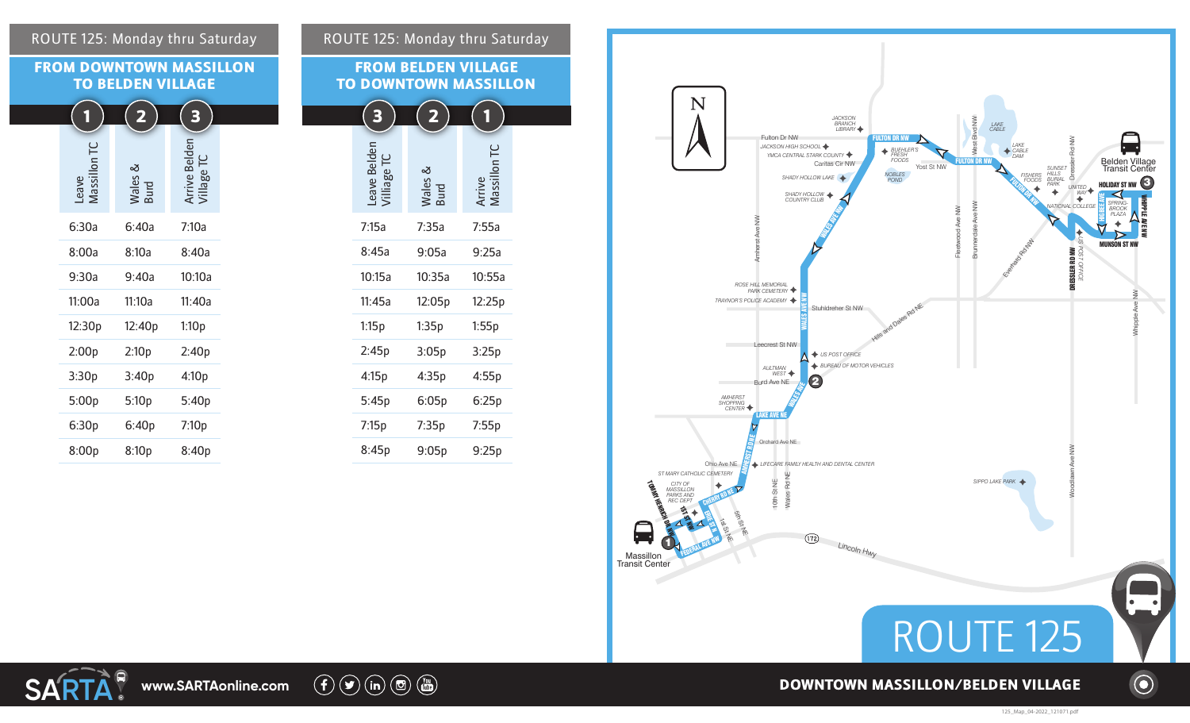## ROUTE 125: Monday thru Saturday

### FROM DOWNTOWN MASSILLON TO BELDEN VILLAGE

| 1 Leave Massillon TC | 2 Wales & Burd | 3 Arrive Belden Village TC |
|---|---|---|
| 6:30a | 6:40a | 7:10a |
| 8:00a | 8:10a | 8:40a |
| 9:30a | 9:40a | 10:10a |
| 11:00a | 11:10a | 11:40a |
| 12:30p | 12:40p | 1:10p |
| 2:00p | 2:10p | 2:40p |
| 3:30p | 3:40p | 4:10p |
| 5:00p | 5:10p | 5:40p |
| 6:30p | 6:40p | 7:10p |
| 8:00p | 8:10p | 8:40p |

## ROUTE 125: Monday thru Saturday

### FROM BELDEN VILLAGE TO DOWNTOWN MASSILLON

| 3 Leave Belden Village TC | 2 Wales & Burd | 1 Arrive Massillon TC |
|---|---|---|
| 7:15a | 7:35a | 7:55a |
| 8:45a | 9:05a | 9:25a |
| 10:15a | 10:35a | 10:55a |
| 11:45a | 12:05p | 12:25p |
| 1:15p | 1:35p | 1:55p |
| 2:45p | 3:05p | 3:25p |
| 4:15p | 4:35p | 4:55p |
| 5:45p | 6:05p | 6:25p |
| 7:15p | 7:35p | 7:55p |
| 8:45p | 9:05p | 9:25p |

# ROUTE 125

DOWNTOWN MASSILLON/BELDEN VILLAGE

www.SARTAonline.com